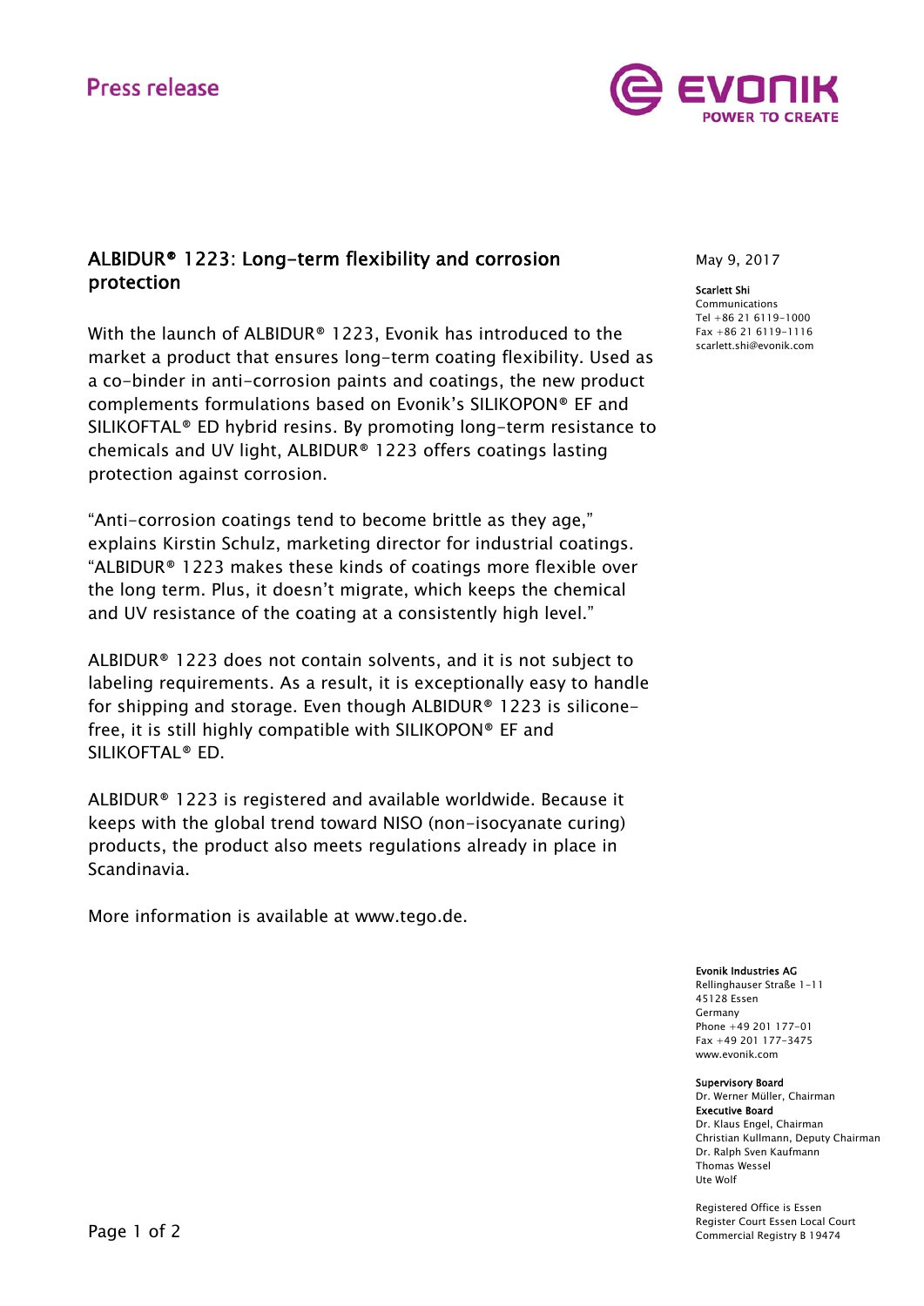Press release

# ALBIDUR® 1223: Long-term flexibility and corrosion protection

May 9, 2017

**Scarlett Shi**
Communications
Tel +86 21 6119-1000
Fax +86 21 6119-1116
scarlett.shi@evonik.com

With the launch of ALBIDUR® 1223, Evonik has introduced to the market a product that ensures long-term coating flexibility. Used as a co-binder in anti-corrosion paints and coatings, the new product complements formulations based on Evonik's SILIKOPON® EF and SILIKOFTAL® ED hybrid resins. By promoting long-term resistance to chemicals and UV light, ALBIDUR® 1223 offers coatings lasting protection against corrosion.

"Anti-corrosion coatings tend to become brittle as they age," explains Kirstin Schulz, marketing director for industrial coatings. "ALBIDUR® 1223 makes these kinds of coatings more flexible over the long term. Plus, it doesn't migrate, which keeps the chemical and UV resistance of the coating at a consistently high level."

ALBIDUR® 1223 does not contain solvents, and it is not subject to labeling requirements. As a result, it is exceptionally easy to handle for shipping and storage. Even though ALBIDUR® 1223 is silicone-free, it is still highly compatible with SILIKOPON® EF and SILIKOFTAL® ED.

ALBIDUR® 1223 is registered and available worldwide. Because it keeps with the global trend toward NISO (non-isocyanate curing) products, the product also meets regulations already in place in Scandinavia.

More information is available at www.tego.de.

**Evonik Industries AG**
Rellinghauser Straße 1-11
45128 Essen
Germany
Phone +49 201 177-01
Fax +49 201 177-3475
www.evonik.com

**Supervisory Board**
Dr. Werner Müller, Chairman
**Executive Board**
Dr. Klaus Engel, Chairman
Christian Kullmann, Deputy Chairman
Dr. Ralph Sven Kaufmann
Thomas Wessel
Ute Wolf

Registered Office is Essen
Register Court Essen Local Court
Commercial Registry B 19474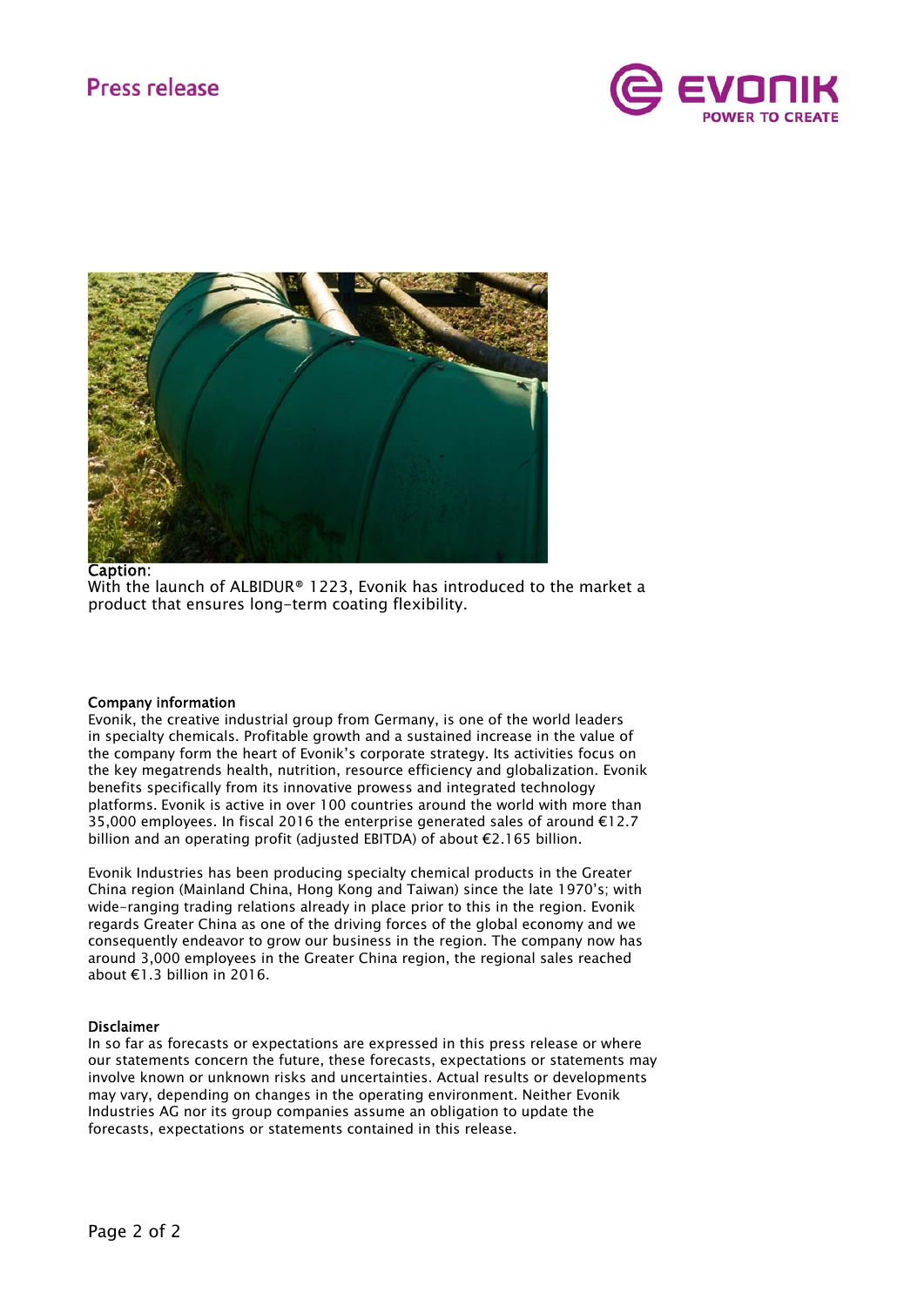Caption:
With the launch of ALBIDUR® 1223, Evonik has introduced to the market a product that ensures long-term coating flexibility.

**Company information**

Evonik, the creative industrial group from Germany, is one of the world leaders in specialty chemicals. Profitable growth and a sustained increase in the value of the company form the heart of Evonik's corporate strategy. Its activities focus on the key megatrends health, nutrition, resource efficiency and globalization. Evonik benefits specifically from its innovative prowess and integrated technology platforms. Evonik is active in over 100 countries around the world with more than 35,000 employees. In fiscal 2016 the enterprise generated sales of around €12.7 billion and an operating profit (adjusted EBITDA) of about €2.165 billion.

Evonik Industries has been producing specialty chemical products in the Greater China region (Mainland China, Hong Kong and Taiwan) since the late 1970's; with wide-ranging trading relations already in place prior to this in the region. Evonik regards Greater China as one of the driving forces of the global economy and we consequently endeavor to grow our business in the region. The company now has around 3,000 employees in the Greater China region, the regional sales reached about €1.3 billion in 2016.

**Disclaimer**

In so far as forecasts or expectations are expressed in this press release or where our statements concern the future, these forecasts, expectations or statements may involve known or unknown risks and uncertainties. Actual results or developments may vary, depending on changes in the operating environment. Neither Evonik Industries AG nor its group companies assume an obligation to update the forecasts, expectations or statements contained in this release.